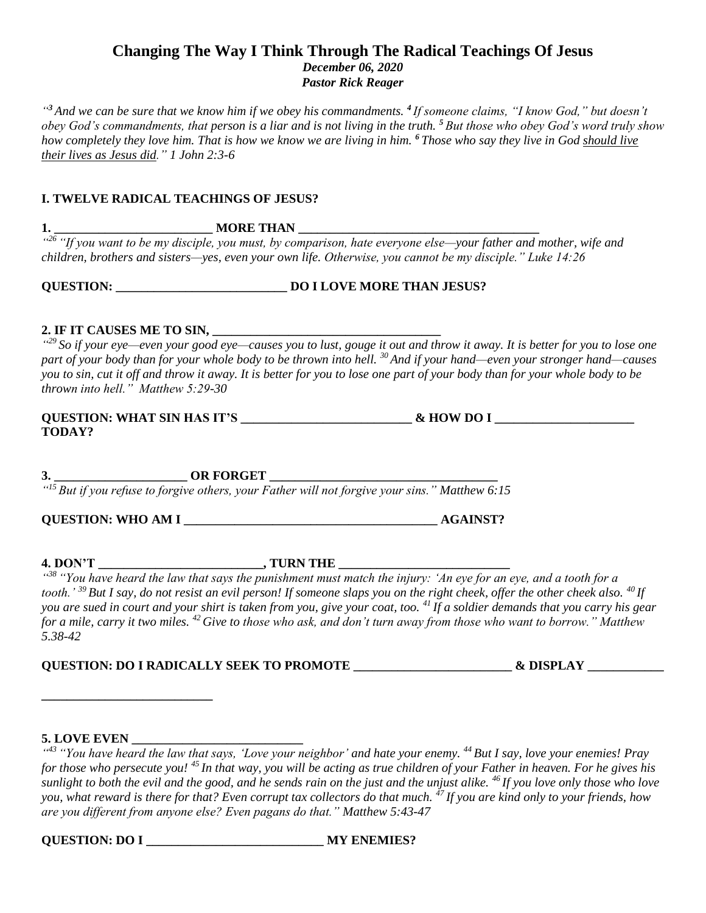# Changing The Way I Think Through The Radical Teachings Of Jesus

***December 06, 2020***

***Pastor Rick Reager***

*"[3] And we can be sure that we know him if we obey his commandments. [4] If someone claims, "I know God," but doesn't obey God's commandments, that person is a liar and is not living in the truth. [5] But those who obey God's word truly show how completely they love him. That is how we know we are living in him. [6] Those who say they live in God <u>should live their lives as Jesus did</u>." 1 John 2:3-6*

## I. TWELVE RADICAL TEACHINGS OF JESUS?

**1. _________________________ MORE THAN ____________________________________**

*"[26] "If you want to be my disciple, you must, by comparison, hate everyone else—your father and mother, wife and children, brothers and sisters—yes, even your own life. Otherwise, you cannot be my disciple." Luke 14:26*

**QUESTION: ___________________________ DO I LOVE MORE THAN JESUS?**

**2. IF IT CAUSES ME TO SIN, ___________________________________**

*"[29] So if your eye—even your good eye—causes you to lust, gouge it out and throw it away. It is better for you to lose one part of your body than for your whole body to be thrown into hell. [30] And if your hand—even your stronger hand—causes you to sin, cut it off and throw it away. It is better for you to lose one part of your body than for your whole body to be thrown into hell." Matthew 5:29-30*

**QUESTION: WHAT SIN HAS IT'S __________________________ & HOW DO I _____________________ TODAY?**

**3. _____________________ OR FORGET ___________________________________**

*"[15] But if you refuse to forgive others, your Father will not forgive your sins." Matthew 6:15*

**QUESTION: WHO AM I _______________________________________ AGAINST?**

**4. DON'T _________________________, TURN THE __________________________**

*"[38] "You have heard the law that says the punishment must match the injury: 'An eye for an eye, and a tooth for a tooth.' [39] But I say, do not resist an evil person! If someone slaps you on the right cheek, offer the other cheek also. [40] If you are sued in court and your shirt is taken from you, give your coat, too. [41] If a soldier demands that you carry his gear for a mile, carry it two miles. [42] Give to those who ask, and don't turn away from those who want to borrow." Matthew 5.38-42*

**QUESTION: DO I RADICALLY SEEK TO PROMOTE ________________________ & DISPLAY ____________ ___________________________**

**5. LOVE EVEN ___________________________**

*"[43] "You have heard the law that says, 'Love your neighbor' and hate your enemy. [44] But I say, love your enemies! Pray for those who persecute you! [45] In that way, you will be acting as true children of your Father in heaven. For he gives his sunlight to both the evil and the good, and he sends rain on the just and the unjust alike. [46] If you love only those who love you, what reward is there for that? Even corrupt tax collectors do that much. [47] If you are kind only to your friends, how are you different from anyone else? Even pagans do that." Matthew 5:43-47*

**QUESTION: DO I ___________________________ MY ENEMIES?**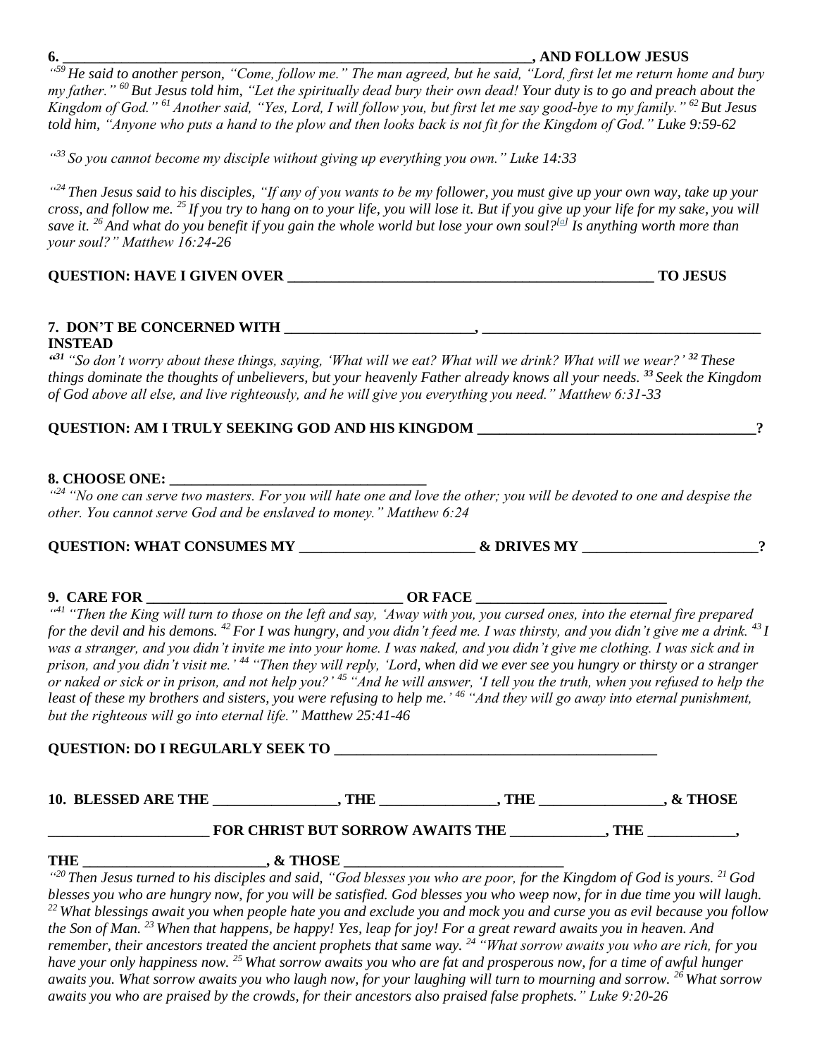**6. \_\_\_\_\_\_\_\_\_\_\_\_\_\_\_\_\_\_\_\_\_\_\_\_\_\_\_\_\_\_\_\_\_\_\_\_\_\_\_\_\_\_\_\_\_\_\_\_\_\_\_\_\_\_\_\_\_\_\_\_\_\_\_\_, AND FOLLOW JESUS**

*"[59] He said to another person, "Come, follow me." The man agreed, but he said, "Lord, first let me return home and bury my father." [60] But Jesus told him, "Let the spiritually dead bury their own dead! Your duty is to go and preach about the Kingdom of God." [61] Another said, "Yes, Lord, I will follow you, but first let me say good-bye to my family." [62] But Jesus told him, "Anyone who puts a hand to the plow and then looks back is not fit for the Kingdom of God." Luke 9:59-62*

*"[33] So you cannot become my disciple without giving up everything you own." Luke 14:33*

*"[24] Then Jesus said to his disciples, "If any of you wants to be my follower, you must give up your own way, take up your cross, and follow me. [25] If you try to hang on to your life, you will lose it. But if you give up your life for my sake, you will save it. [26] And what do you benefit if you gain the whole world but lose your own soul?[a] Is anything worth more than your soul?" Matthew 16:24-26*

**QUESTION: HAVE I GIVEN OVER \_\_\_\_\_\_\_\_\_\_\_\_\_\_\_\_\_\_\_\_\_\_\_\_\_\_\_\_\_\_\_\_\_\_\_\_\_\_\_\_\_\_\_\_\_\_\_\_\_\_ TO JESUS**

**7. DON'T BE CONCERNED WITH \_\_\_\_\_\_\_\_\_\_\_\_\_\_\_\_\_\_\_\_\_\_\_\_\_\_, \_\_\_\_\_\_\_\_\_\_\_\_\_\_\_\_\_\_\_\_\_\_\_\_\_\_\_\_\_\_\_\_\_\_\_\_\_\_\_ INSTEAD**

*"[31] "So don't worry about these things, saying, 'What will we eat? What will we drink? What will we wear?' [32] These things dominate the thoughts of unbelievers, but your heavenly Father already knows all your needs. [33] Seek the Kingdom of God above all else, and live righteously, and he will give you everything you need." Matthew 6:31-33*

**QUESTION: AM I TRULY SEEKING GOD AND HIS KINGDOM \_\_\_\_\_\_\_\_\_\_\_\_\_\_\_\_\_\_\_\_\_\_\_\_\_\_\_\_\_\_\_\_\_\_\_\_\_\_\_?**

**8. CHOOSE ONE: \_\_\_\_\_\_\_\_\_\_\_\_\_\_\_\_\_\_\_\_\_\_\_\_\_\_\_\_\_\_\_\_\_\_\_\_**

*"[24] "No one can serve two masters. For you will hate one and love the other; you will be devoted to one and despise the other. You cannot serve God and be enslaved to money." Matthew 6:24*

**QUESTION: WHAT CONSUMES MY \_\_\_\_\_\_\_\_\_\_\_\_\_\_\_\_\_\_\_\_\_\_\_\_\_ & DRIVES MY \_\_\_\_\_\_\_\_\_\_\_\_\_\_\_\_\_\_\_\_\_\_\_\_\_?**

**9. CARE FOR \_\_\_\_\_\_\_\_\_\_\_\_\_\_\_\_\_\_\_\_\_\_\_\_\_\_\_\_\_\_\_\_\_\_\_\_ OR FACE \_\_\_\_\_\_\_\_\_\_\_\_\_\_\_\_\_\_\_\_\_\_\_\_\_\_**

*"[41] "Then the King will turn to those on the left and say, 'Away with you, you cursed ones, into the eternal fire prepared for the devil and his demons. [42] For I was hungry, and you didn't feed me. I was thirsty, and you didn't give me a drink. [43] I was a stranger, and you didn't invite me into your home. I was naked, and you didn't give me clothing. I was sick and in prison, and you didn't visit me.' [44] "Then they will reply, 'Lord, when did we ever see you hungry or thirsty or a stranger or naked or sick or in prison, and not help you?' [45] "And he will answer, 'I tell you the truth, when you refused to help the least of these my brothers and sisters, you were refusing to help me.' [46] "And they will go away into eternal punishment, but the righteous will go into eternal life." Matthew 25:41-46*

**QUESTION: DO I REGULARLY SEEK TO \_\_\_\_\_\_\_\_\_\_\_\_\_\_\_\_\_\_\_\_\_\_\_\_\_\_\_\_\_\_\_\_\_\_\_\_\_\_\_\_\_\_\_\_\_**

**10. BLESSED ARE THE \_\_\_\_\_\_\_\_\_\_\_\_\_\_\_\_\_, THE \_\_\_\_\_\_\_\_\_\_\_\_\_\_\_\_, THE \_\_\_\_\_\_\_\_\_\_\_\_\_\_\_\_\_, & THOSE \_\_\_\_\_\_\_\_\_\_\_\_\_\_\_\_\_\_\_\_\_\_ FOR CHRIST BUT SORROW AWAITS THE \_\_\_\_\_\_\_\_\_\_\_\_\_, THE \_\_\_\_\_\_\_\_\_\_\_\_, THE \_\_\_\_\_\_\_\_\_\_\_\_\_\_\_\_\_\_\_\_\_\_\_\_\_\_, & THOSE \_\_\_\_\_\_\_\_\_\_\_\_\_\_\_\_\_\_\_\_\_\_\_\_\_\_\_\_\_\_**

*"[20] Then Jesus turned to his disciples and said, "God blesses you who are poor, for the Kingdom of God is yours. [21] God blesses you who are hungry now, for you will be satisfied. God blesses you who weep now, for in due time you will laugh. [22] What blessings await you when people hate you and exclude you and mock you and curse you as evil because you follow the Son of Man. [23] When that happens, be happy! Yes, leap for joy! For a great reward awaits you in heaven. And remember, their ancestors treated the ancient prophets that same way. [24] "What sorrow awaits you who are rich, for you have your only happiness now. [25] What sorrow awaits you who are fat and prosperous now, for a time of awful hunger awaits you. What sorrow awaits you who laugh now, for your laughing will turn to mourning and sorrow. [26] What sorrow awaits you who are praised by the crowds, for their ancestors also praised false prophets." Luke 9:20-26*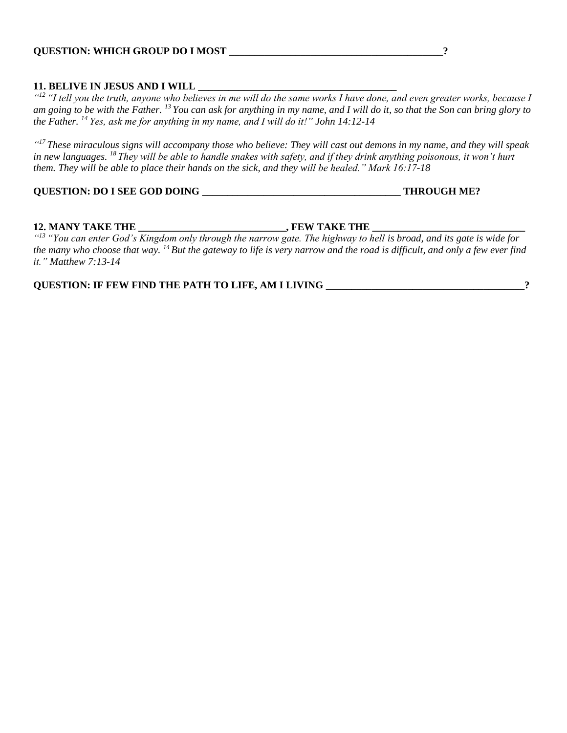**QUESTION: WHICH GROUP DO I MOST __________________________________________?**

**11. BELIVE IN JESUS AND I WILL _______________________________________**

*"[12] "I tell you the truth, anyone who believes in me will do the same works I have done, and even greater works, because I am going to be with the Father. [13] You can ask for anything in my name, and I will do it, so that the Son can bring glory to the Father. [14] Yes, ask me for anything in my name, and I will do it!" John 14:12-14*

*"[17] These miraculous signs will accompany those who believe: They will cast out demons in my name, and they will speak in new languages. [18] They will be able to handle snakes with safety, and if they drink anything poisonous, it won't hurt them. They will be able to place their hands on the sick, and they will be healed." Mark 16:17-18*

**QUESTION: DO I SEE GOD DOING _______________________________________ THROUGH ME?**

**12. MANY TAKE THE _____________________________, FEW TAKE THE ______________________________**

*"[13] "You can enter God's Kingdom only through the narrow gate. The highway to hell is broad, and its gate is wide for the many who choose that way. [14] But the gateway to life is very narrow and the road is difficult, and only a few ever find it." Matthew 7:13-14*

**QUESTION: IF FEW FIND THE PATH TO LIFE, AM I LIVING _______________________________________?**